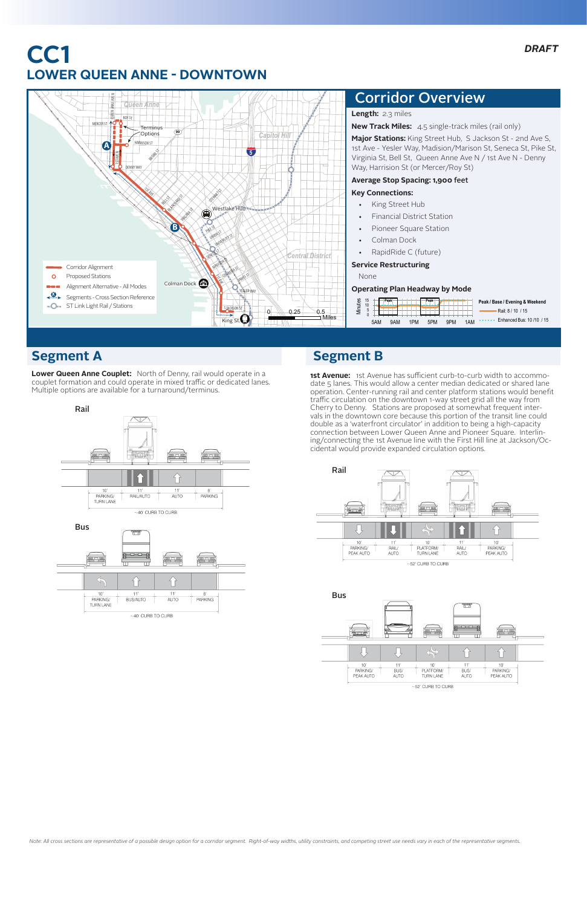# CC1

## LOWER QUEEN ANNE - DOWNTOWN

*DRAFT*

## Corridor Overview

**Length:** 2.3 miles

**New Track Miles:** 4.5 single-track miles (rail only)

**Major Stations:** King Street Hub, S Jackson St - 2nd Ave S, 1st Ave - Yesler Way, Madision/Marison St, Seneca St, Pike St, Virginia St, Bell St, Queen Anne Ave N / 1st Ave N - Denny Way, Harrision St (or Mercer/Roy St)

**Average Stop Spacing: 1,900 feet**

**Key Connections:**

- King Street Hub
- Financial District Station
- Pioneer Square Station
- Colman Dock
- RapidRide C (future)

**Service Restructuring**

None

**Operating Plan Headway by Mode**

Peak / Base / Evening & Weekend

- Rail: 8 / 10 / 15
- Enhanced Bus: 10 /10 / 15

## Segment A

**Lower Queen Anne Couplet:** North of Denny, rail would operate in a couplet formation and could operate in mixed traffic or dedicated lanes. Multiple options are available for a turnaround/terminus.

**Rail**

| 10' PARKING/ TURN LANE | 11' RAIL/AUTO | 11' AUTO | 8' PARKING |
|---|---|---|---|

~40' CURB TO CURB

**Bus**

| 10' PARKING/ TURN LANE | 11' BUS/AUTO | 11' AUTO | 8' PARKING |
|---|---|---|---|

~40' CURB TO CURB

## Segment B

**1st Avenue:** 1st Avenue has sufficient curb-to-curb width to accommodate 5 lanes. This would allow a center median dedicated or shared lane operation. Center-running rail and center platform stations would benefit traffic circulation on the downtown 1-way street grid all the way from Cherry to Denny. Stations are proposed at somewhat frequent intervals in the downtown core because this portion of the transit line could double as a 'waterfront circulator' in addition to being a high-capacity connection between Lower Queen Anne and Pioneer Square. Interlining/connecting the 1st Avenue line with the First Hill line at Jackson/Occidental would provide expanded circulation options.

**Rail**

| 10' PARKING/ PEAK AUTO | 11' RAIL/ AUTO | 10' PLATFORM/ TURN LANE | 11' RAIL/ AUTO | 10' PARKING/ PEAK AUTO |
|---|---|---|---|---|

~52' CURB TO CURB

**Bus**

| 10' PARKING/ PEAK AUTO | 11' BUS/ AUTO | 10' PLATFORM/ TURN LANE | 11' BUS/ AUTO | 10' PARKING/ PEAK AUTO |
|---|---|---|---|---|

~52' CURB TO CURB

*Note: All cross sections are representative of a possible design option for a corridor segment. Right-of-way widths, utility constraints, and competing street use needs vary in each of the representative segments.*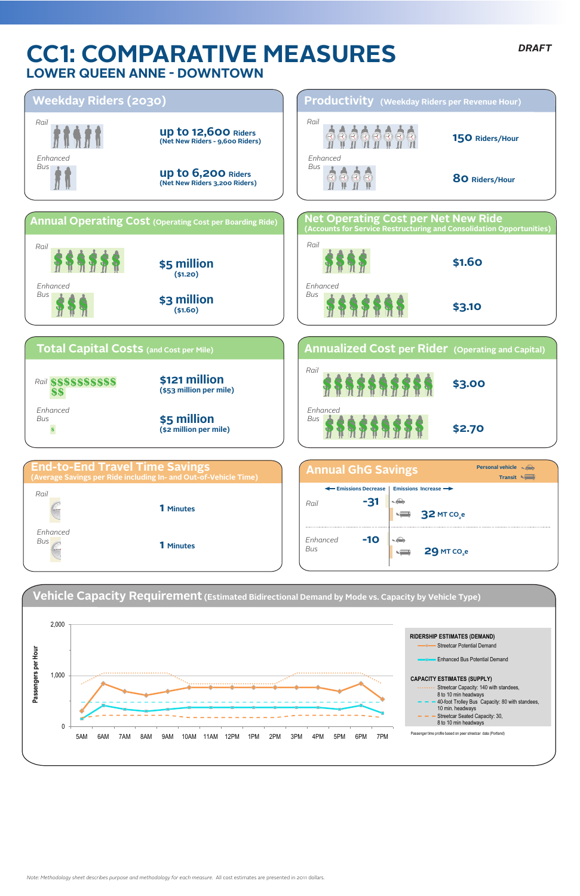# CC1: COMPARATIVE MEASURES

## LOWER QUEEN ANNE - DOWNTOWN

*DRAFT*

### Weekday Riders (2030)

*Rail*

**up to 12,600 Riders**
(Net New Riders - 9,600 Riders)

*Enhanced Bus*

**up to 6,200 Riders**
(Net New Riders 3,200 Riders)

### Productivity (Weekday Riders per Revenue Hour)

*Rail*

**150 Riders/Hour**

*Enhanced Bus*

**80 Riders/Hour**

### Annual Operating Cost (Operating Cost per Boarding Ride)

*Rail*

**$5 million**
($1.20)

*Enhanced Bus*

**$3 million**
($1.60)

### Net Operating Cost per Net New Ride

(Accounts for Service Restructuring and Consolidation Opportunities)

*Rail*

**$1.60**

*Enhanced Bus*

**$3.10**

### Total Capital Costs (and Cost per Mile)

*Rail*

**$121 million**
($53 million per mile)

*Enhanced Bus*

**$5 million**
($2 million per mile)

### Annualized Cost per Rider (Operating and Capital)

*Rail*

**$3.00**

*Enhanced Bus*

**$2.70**

### End-to-End Travel Time Savings

(Average Savings per Ride including In- and Out-of-Vehicle Time)

*Rail*

**1 Minutes**

*Enhanced Bus*

**1 Minutes**

### Annual GhG Savings

Personal vehicle
Transit

← Emissions Decrease | Emissions Increase →

*Rail*

**-31**

**32** MT $CO_2e$

*Enhanced Bus*

**-10**

**29** MT $CO_2e$

### Vehicle Capacity Requirement (Estimated Bidirectional Demand by Mode vs. Capacity by Vehicle Type)

Passengers per Hour

2,000
1,000
0

5AM 6AM 7AM 8AM 9AM 10AM 11AM 12PM 1PM 2PM 3PM 4PM 5PM 6PM 7PM

**RIDERSHIP ESTIMATES (DEMAND)**

- Streetcar Potential Demand
- Enhanced Bus Potential Demand

**CAPACITY ESTIMATES (SUPPLY)**

- Streetcar Capacity: 140 with standees, 8 to 10 min headways
- 40-foot Trolley Bus Capacity: 80 with standees, 10 min. headways
- Streetcar Seated Capacity: 30, 8 to 10 min headways

Passenger time profile based on peer streetcar data (Portland)

*Note: Methodology sheet describes purpose and methodology for each measure. All cost estimates are presented in 2011 dollars.*